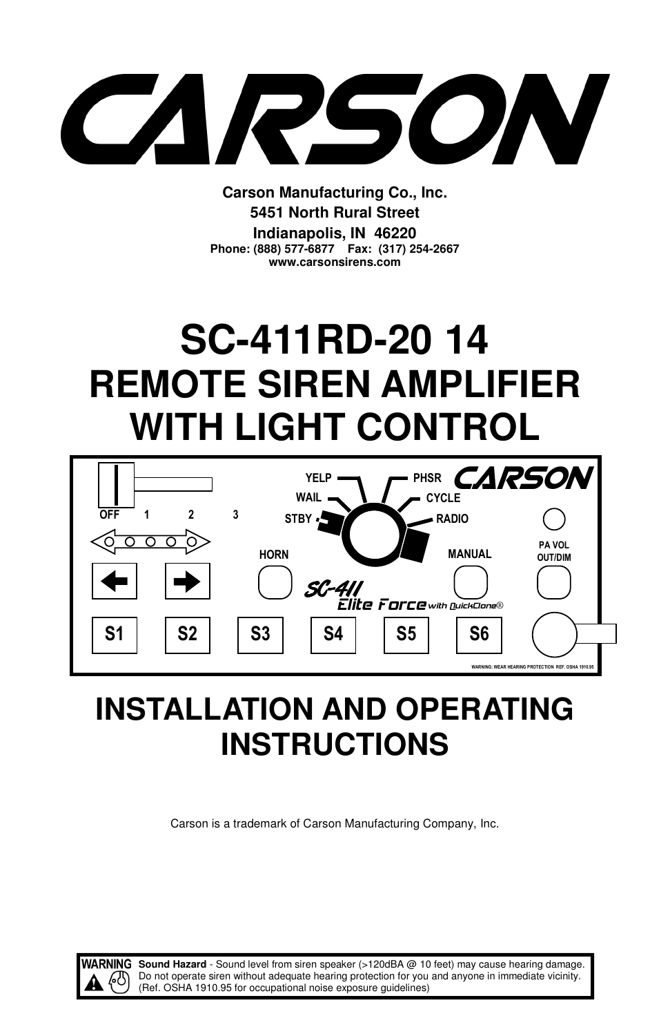# CARSON

**Carson Manufacturing Co., Inc.**
**5451 North Rural Street**
**Indianapolis, IN 46220**
**Phone: (888) 577-6877 Fax: (317) 254-2667**
**www.carsonsirens.com**

# SC-411RD-20 14
# REMOTE SIREN AMPLIFIER WITH LIGHT CONTROL

YELP PHSR CARSON
WAIL CYCLE
OFF 1 2 3 STBY RADIO
HORN MANUAL PA VOL OUT/DIM
SC-411 Elite Force with QuickClone®
S1 S2 S3 S4 S5 S6
WARNING: WEAR HEARING PROTECTION REF. OSHA 1910.95

# INSTALLATION AND OPERATING INSTRUCTIONS

Carson is a trademark of Carson Manufacturing Company, Inc.

**WARNING** **Sound Hazard** - Sound level from siren speaker (>120dBA @ 10 feet) may cause hearing damage. Do not operate siren without adequate hearing protection for you and anyone in immediate vicinity. (Ref. OSHA 1910.95 for occupational noise exposure guidelines)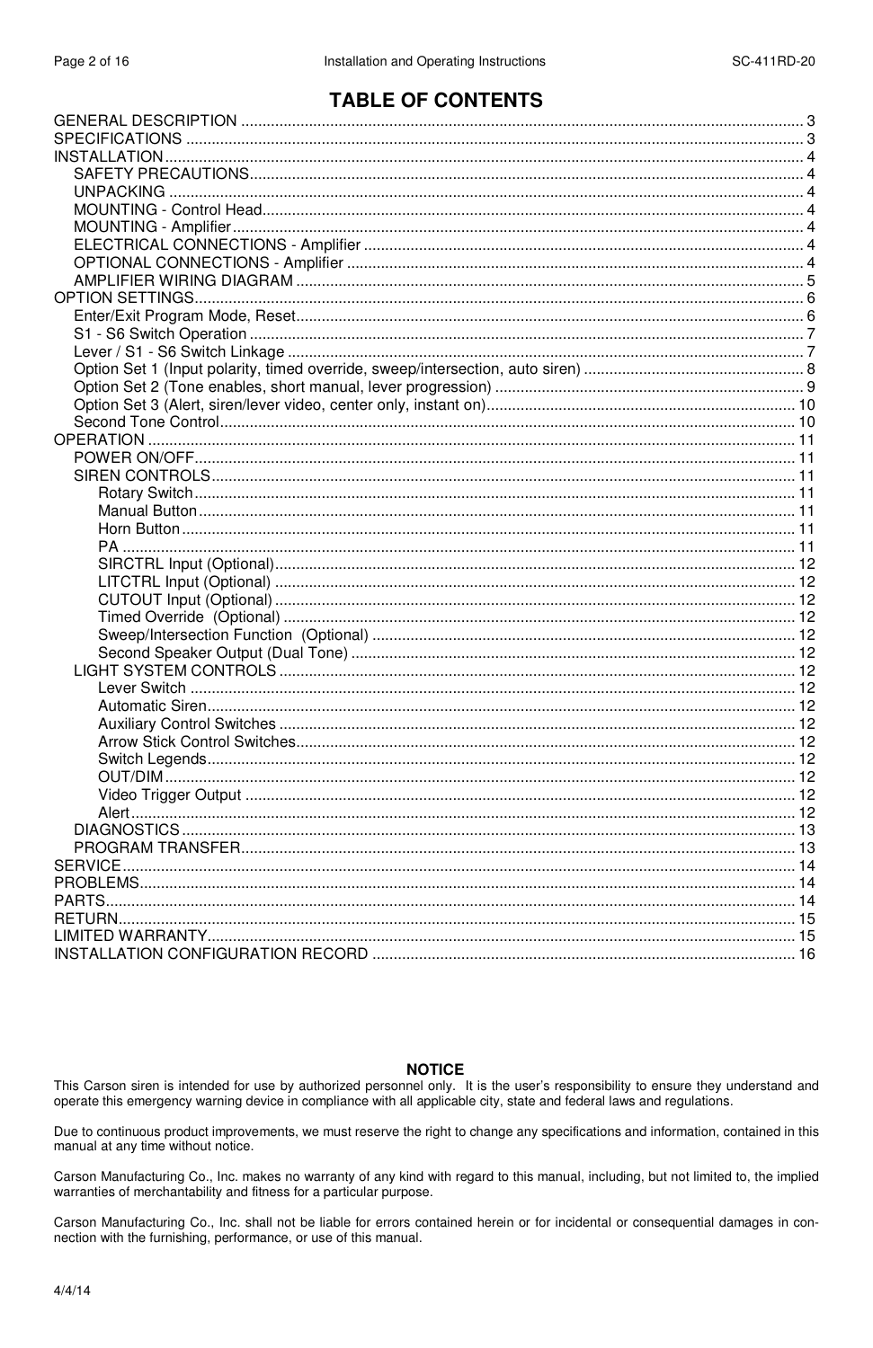# TABLE OF CONTENTS

- GENERAL DESCRIPTION .................... 3
- SPECIFICATIONS .................... 3
- INSTALLATION .................... 4
  - SAFETY PRECAUTIONS .................... 4
  - UNPACKING .................... 4
  - MOUNTING - Control Head .................... 4
  - MOUNTING - Amplifier .................... 4
  - ELECTRICAL CONNECTIONS - Amplifier .................... 4
  - OPTIONAL CONNECTIONS - Amplifier .................... 4
  - AMPLIFIER WIRING DIAGRAM .................... 5
- OPTION SETTINGS .................... 6
  - Enter/Exit Program Mode, Reset .................... 6
  - S1 - S6 Switch Operation .................... 7
  - Lever / S1 - S6 Switch Linkage .................... 7
  - Option Set 1 (Input polarity, timed override, sweep/intersection, auto siren) .................... 8
  - Option Set 2 (Tone enables, short manual, lever progression) .................... 9
  - Option Set 3 (Alert, siren/lever video, center only, instant on) .................... 10
  - Second Tone Control .................... 10
- OPERATION .................... 11
  - POWER ON/OFF .................... 11
  - SIREN CONTROLS .................... 11
    - Rotary Switch .................... 11
    - Manual Button .................... 11
    - Horn Button .................... 11
    - PA .................... 11
    - SIRCTRL Input (Optional) .................... 12
    - LITCTRL Input (Optional) .................... 12
    - CUTOUT Input (Optional) .................... 12
    - Timed Override (Optional) .................... 12
    - Sweep/Intersection Function (Optional) .................... 12
    - Second Speaker Output (Dual Tone) .................... 12
  - LIGHT SYSTEM CONTROLS .................... 12
    - Lever Switch .................... 12
    - Automatic Siren .................... 12
    - Auxiliary Control Switches .................... 12
    - Arrow Stick Control Switches .................... 12
    - Switch Legends .................... 12
    - OUT/DIM .................... 12
    - Video Trigger Output .................... 12
    - Alert .................... 12
  - DIAGNOSTICS .................... 13
  - PROGRAM TRANSFER .................... 13
- SERVICE .................... 14
- PROBLEMS .................... 14
- PARTS .................... 14
- RETURN .................... 15
- LIMITED WARRANTY .................... 15
- INSTALLATION CONFIGURATION RECORD .................... 16

## NOTICE

This Carson siren is intended for use by authorized personnel only. It is the user's responsibility to ensure they understand and operate this emergency warning device in compliance with all applicable city, state and federal laws and regulations.

Due to continuous product improvements, we must reserve the right to change any specifications and information, contained in this manual at any time without notice.

Carson Manufacturing Co., Inc. makes no warranty of any kind with regard to this manual, including, but not limited to, the implied warranties of merchantability and fitness for a particular purpose.

Carson Manufacturing Co., Inc. shall not be liable for errors contained herein or for incidental or consequential damages in connection with the furnishing, performance, or use of this manual.

4/4/14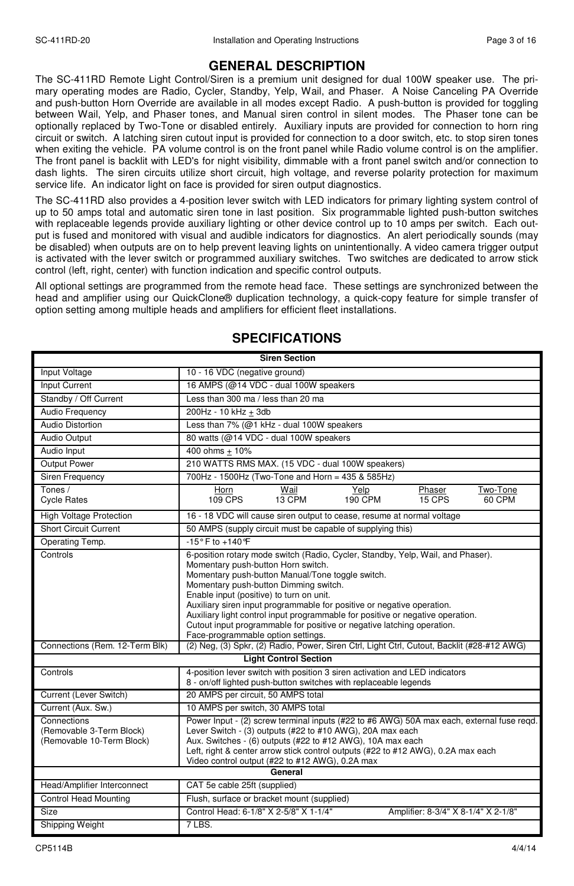# GENERAL DESCRIPTION

The SC-411RD Remote Light Control/Siren is a premium unit designed for dual 100W speaker use. The primary operating modes are Radio, Cycler, Standby, Yelp, Wail, and Phaser. A Noise Canceling PA Override and push-button Horn Override are available in all modes except Radio. A push-button is provided for toggling between Wail, Yelp, and Phaser tones, and Manual siren control in silent modes. The Phaser tone can be optionally replaced by Two-Tone or disabled entirely. Auxiliary inputs are provided for connection to horn ring circuit or switch. A latching siren cutout input is provided for connection to a door switch, etc. to stop siren tones when exiting the vehicle. PA volume control is on the front panel while Radio volume control is on the amplifier. The front panel is backlit with LED's for night visibility, dimmable with a front panel switch and/or connection to dash lights. The siren circuits utilize short circuit, high voltage, and reverse polarity protection for maximum service life. An indicator light on face is provided for siren output diagnostics.

The SC-411RD also provides a 4-position lever switch with LED indicators for primary lighting system control of up to 50 amps total and automatic siren tone in last position. Six programmable lighted push-button switches with replaceable legends provide auxiliary lighting or other device control up to 10 amps per switch. Each output is fused and monitored with visual and audible indicators for diagnostics. An alert periodically sounds (may be disabled) when outputs are on to help prevent leaving lights on unintentionally. A video camera trigger output is activated with the lever switch or programmed auxiliary switches. Two switches are dedicated to arrow stick control (left, right, center) with function indication and specific control outputs.

All optional settings are programmed from the remote head face. These settings are synchronized between the head and amplifier using our QuickClone® duplication technology, a quick-copy feature for simple transfer of option setting among multiple heads and amplifiers for efficient fleet installations.

# SPECIFICATIONS

| **Siren Section** | |
|---|---|
| Input Voltage | 10 - 16 VDC (negative ground) |
| Input Current | 16 AMPS (@14 VDC - dual 100W speakers |
| Standby / Off Current | Less than 300 ma / less than 20 ma |
| Audio Frequency | 200Hz - 10 kHz ± 3db |
| Audio Distortion | Less than 7% (@1 kHz - dual 100W speakers |
| Audio Output | 80 watts (@14 VDC - dual 100W speakers |
| Audio Input | 400 ohms ± 10% |
| Output Power | 210 WATTS RMS MAX. (15 VDC - dual 100W speakers) |
| Siren Frequency | 700Hz - 1500Hz (Two-Tone and Horn = 435 & 585Hz) |
| Tones / Cycle Rates | Horn 109 CPS; Wail 13 CPM; Yelp 190 CPM; Phaser 15 CPS; Two-Tone 60 CPM |
| High Voltage Protection | 16 - 18 VDC will cause siren output to cease, resume at normal voltage |
| Short Circuit Current | 50 AMPS (supply circuit must be capable of supplying this) |
| Operating Temp. | -15° F to +140°F |
| Controls | 6-position rotary mode switch (Radio, Cycler, Standby, Yelp, Wail, and Phaser).<br>Momentary push-button Horn switch.<br>Momentary push-button Manual/Tone toggle switch.<br>Momentary push-button Dimming switch.<br>Enable input (positive) to turn on unit.<br>Auxiliary siren input programmable for positive or negative operation.<br>Auxiliary light control input programmable for positive or negative operation.<br>Cutout input programmable for positive or negative latching operation.<br>Face-programmable option settings. |
| Connections (Rem. 12-Term Blk) | (2) Neg, (3) Spkr, (2) Radio, Power, Siren Ctrl, Light Ctrl, Cutout, Backlit (#28-#12 AWG) |
| **Light Control Section** | |
| Controls | 4-position lever switch with position 3 siren activation and LED indicators<br>8 - on/off lighted push-button switches with replaceable legends |
| Current (Lever Switch) | 20 AMPS per circuit, 50 AMPS total |
| Current (Aux. Sw.) | 10 AMPS per switch, 30 AMPS total |
| Connections<br>(Removable 3-Term Block)<br>(Removable 10-Term Block) | Power Input - (2) screw terminal inputs (#22 to #6 AWG) 50A max each, external fuse reqd.<br>Lever Switch - (3) outputs (#22 to #10 AWG), 20A max each<br>Aux. Switches - (6) outputs (#22 to #12 AWG), 10A max each<br>Left, right & center arrow stick control outputs (#22 to #12 AWG), 0.2A max each<br>Video control output (#22 to #12 AWG), 0.2A max |
| **General** | |
| Head/Amplifier Interconnect | CAT 5e cable 25ft (supplied) |
| Control Head Mounting | Flush, surface or bracket mount (supplied) |
| Size | Control Head: 6-1/8" X 2-5/8" X 1-1/4"; Amplifier: 8-3/4" X 8-1/4" X 2-1/8" |
| Shipping Weight | 7 LBS. |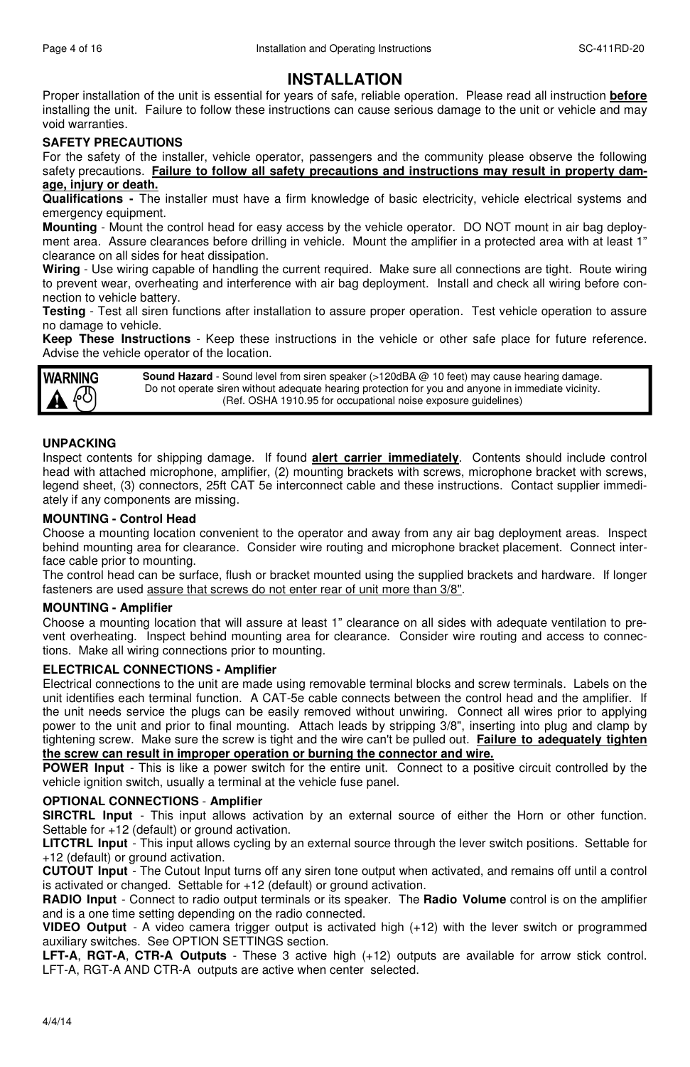# INSTALLATION

Proper installation of the unit is essential for years of safe, reliable operation. Please read all instruction **before** installing the unit. Failure to follow these instructions can cause serious damage to the unit or vehicle and may void warranties.

**SAFETY PRECAUTIONS**

For the safety of the installer, vehicle operator, passengers and the community please observe the following safety precautions. **Failure to follow all safety precautions and instructions may result in property damage, injury or death.**

**Qualifications -** The installer must have a firm knowledge of basic electricity, vehicle electrical systems and emergency equipment.

**Mounting** - Mount the control head for easy access by the vehicle operator. DO NOT mount in air bag deployment area. Assure clearances before drilling in vehicle. Mount the amplifier in a protected area with at least 1" clearance on all sides for heat dissipation.

**Wiring** - Use wiring capable of handling the current required. Make sure all connections are tight. Route wiring to prevent wear, overheating and interference with air bag deployment. Install and check all wiring before connection to vehicle battery.

**Testing** - Test all siren functions after installation to assure proper operation. Test vehicle operation to assure no damage to vehicle.

**Keep These Instructions** - Keep these instructions in the vehicle or other safe place for future reference. Advise the vehicle operator of the location.

**WARNING**

**Sound Hazard** - Sound level from siren speaker (>120dBA @ 10 feet) may cause hearing damage. Do not operate siren without adequate hearing protection for you and anyone in immediate vicinity. (Ref. OSHA 1910.95 for occupational noise exposure guidelines)

**UNPACKING**

Inspect contents for shipping damage. If found **alert carrier immediately**. Contents should include control head with attached microphone, amplifier, (2) mounting brackets with screws, microphone bracket with screws, legend sheet, (3) connectors, 25ft CAT 5e interconnect cable and these instructions. Contact supplier immediately if any components are missing.

**MOUNTING - Control Head**

Choose a mounting location convenient to the operator and away from any air bag deployment areas. Inspect behind mounting area for clearance. Consider wire routing and microphone bracket placement. Connect interface cable prior to mounting.

The control head can be surface, flush or bracket mounted using the supplied brackets and hardware. If longer fasteners are used assure that screws do not enter rear of unit more than 3/8".

**MOUNTING - Amplifier**

Choose a mounting location that will assure at least 1" clearance on all sides with adequate ventilation to prevent overheating. Inspect behind mounting area for clearance. Consider wire routing and access to connections. Make all wiring connections prior to mounting.

**ELECTRICAL CONNECTIONS - Amplifier**

Electrical connections to the unit are made using removable terminal blocks and screw terminals. Labels on the unit identifies each terminal function. A CAT-5e cable connects between the control head and the amplifier. If the unit needs service the plugs can be easily removed without unwiring. Connect all wires prior to applying power to the unit and prior to final mounting. Attach leads by stripping 3/8", inserting into plug and clamp by tightening screw. Make sure the screw is tight and the wire can't be pulled out. **Failure to adequately tighten the screw can result in improper operation or burning the connector and wire.**

**POWER Input** - This is like a power switch for the entire unit. Connect to a positive circuit controlled by the vehicle ignition switch, usually a terminal at the vehicle fuse panel.

**OPTIONAL CONNECTIONS - Amplifier**

**SIRCTRL Input** - This input allows activation by an external source of either the Horn or other function. Settable for +12 (default) or ground activation.

**LITCTRL Input** - This input allows cycling by an external source through the lever switch positions. Settable for +12 (default) or ground activation.

**CUTOUT Input** - The Cutout Input turns off any siren tone output when activated, and remains off until a control is activated or changed. Settable for +12 (default) or ground activation.

**RADIO Input** - Connect to radio output terminals or its speaker. The **Radio Volume** control is on the amplifier and is a one time setting depending on the radio connected.

**VIDEO Output** - A video camera trigger output is activated high (+12) with the lever switch or programmed auxiliary switches. See OPTION SETTINGS section.

**LFT-A**, **RGT-A**, **CTR-A Outputs** - These 3 active high (+12) outputs are available for arrow stick control. LFT-A, RGT-A AND CTR-A outputs are active when center selected.

4/4/14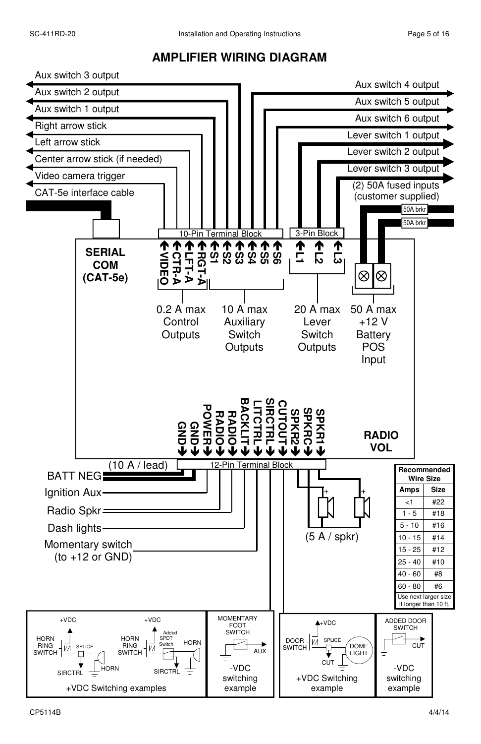# AMPLIFIER WIRING DIAGRAM

Aux switch 3 output

Aux switch 2 output

Aux switch 1 output

Right arrow stick

Left arrow stick

Center arrow stick (if needed)

Video camera trigger

CAT-5e interface cable

Aux switch 4 output

Aux switch 5 output

Aux switch 6 output

Lever switch 1 output

Lever switch 2 output

Lever switch 3 output

(2) 50A fused inputs (customer supplied)

50A brkr

50A brkr

10-Pin Terminal Block

3-Pin Block

**SERIAL COM (CAT-5e)**

**VIDEO CTR-A LFT-A RGT-A S1 S2 S3 S4 S5 S6 L1 L2 L3**

0.2 A max Control Outputs

10 A max Auxiliary Switch Outputs

20 A max Lever Switch Outputs

50 A max +12 V Battery POS Input

**GND GND POWER RADIO RADIO BACKLIT LITCTRL SIRCTRL CUTOUT SPKR2 SPKRC SPKR1**

**RADIO VOL**

(10 A / lead)

12-Pin Terminal Block

BATT NEG

Ignition Aux

Radio Spkr

Dash lights

Momentary switch (to +12 or GND)

(5 A / spkr)

| Recommended Wire Size | |
|---|---|
| **Amps** | **Size** |
| <1 | #22 |
| 1 - 5 | #18 |
| 5 - 10 | #16 |
| 10 - 15 | #14 |
| 15 - 25 | #12 |
| 25 - 40 | #10 |
| 40 - 60 | #8 |
| 60 - 80 | #6 |
| Use next larger size if longer than 10 ft. | |

+VDC Switching examples: +VDC, HORN RING SWITCH, SPLICE, HORN, SIRCTRL; +VDC, HORN RING SWITCH, Added SPDT Switch, HORN, SIRCTRL

-VDC switching example: MOMENTARY FOOT SWITCH, AUX

+VDC Switching example: +VDC, DOOR SWITCH, SPLICE, DOME LIGHT, CUT

-VDC switching example: ADDED DOOR SWITCH, CUT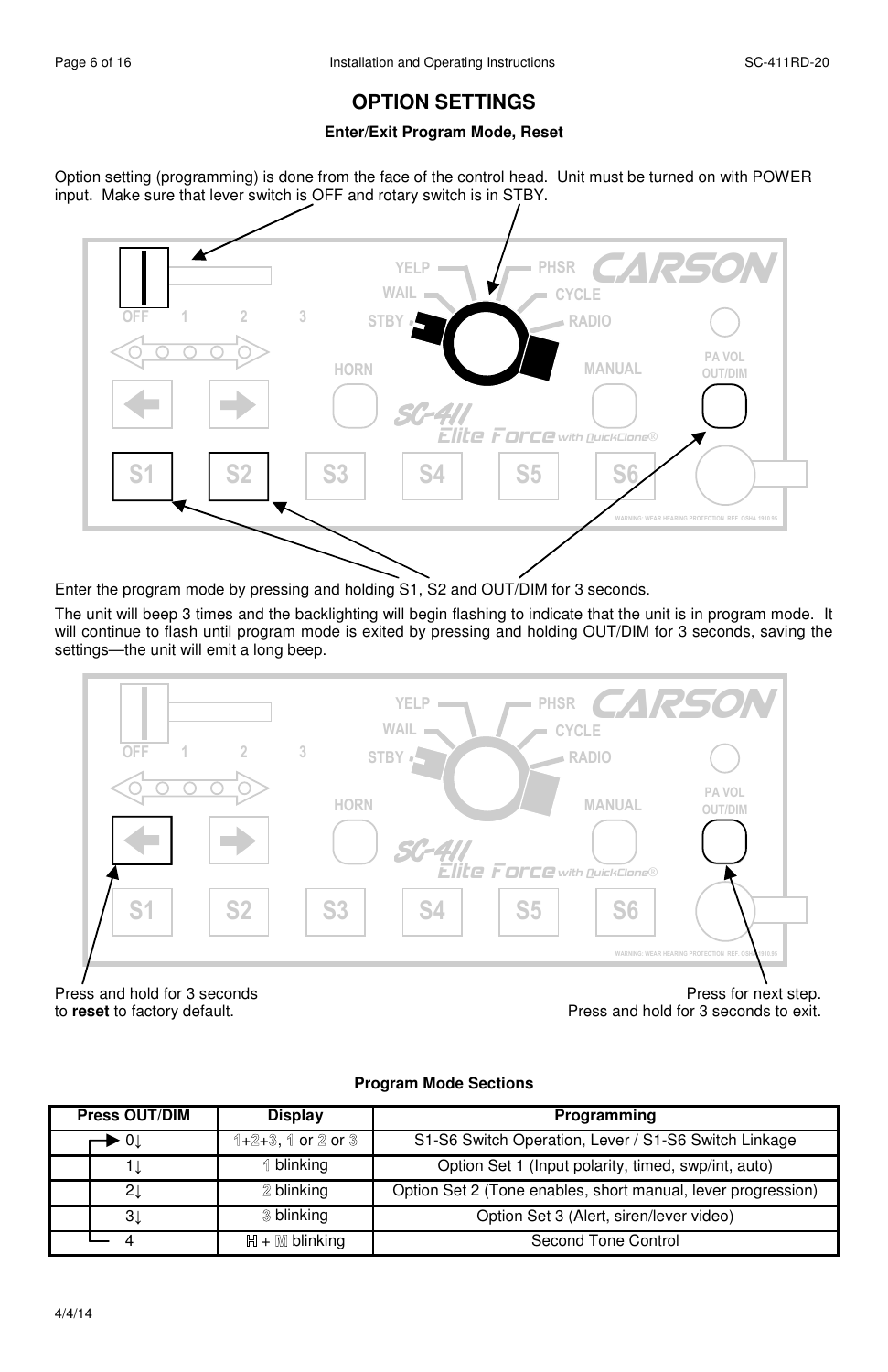# OPTION SETTINGS

### Enter/Exit Program Mode, Reset

Option setting (programming) is done from the face of the control head. Unit must be turned on with POWER input. Make sure that lever switch is OFF and rotary switch is in STBY.

Enter the program mode by pressing and holding S1, S2 and OUT/DIM for 3 seconds.

The unit will beep 3 times and the backlighting will begin flashing to indicate that the unit is in program mode. It will continue to flash until program mode is exited by pressing and holding OUT/DIM for 3 seconds, saving the settings—the unit will emit a long beep.

Press and hold for 3 seconds to **reset** to factory default.

Press for next step. Press and hold for 3 seconds to exit.

### Program Mode Sections

| Press OUT/DIM | Display | Programming |
|---|---|---|
| 0↓ | 1+2+3, 1 or 2 or 3 | S1-S6 Switch Operation, Lever / S1-S6 Switch Linkage |
| 1↓ | 1 blinking | Option Set 1 (Input polarity, timed, swp/int, auto) |
| 2↓ | 2 blinking | Option Set 2 (Tone enables, short manual, lever progression) |
| 3↓ | 3 blinking | Option Set 3 (Alert, siren/lever video) |
| 4 | H + M blinking | Second Tone Control |

4/4/14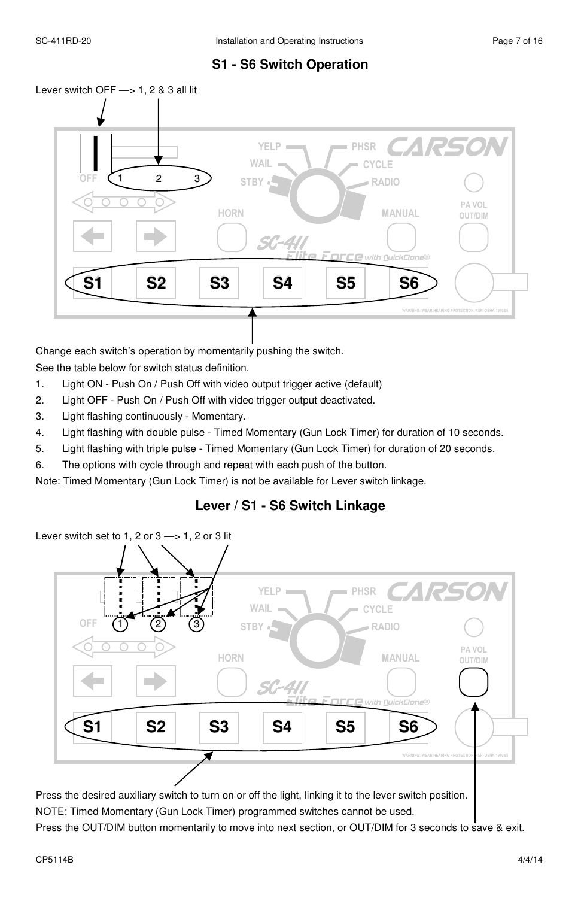## S1 - S6 Switch Operation

Lever switch OFF —> 1, 2 & 3 all lit

Change each switch's operation by momentarily pushing the switch.

See the table below for switch status definition.

1. Light ON - Push On / Push Off with video output trigger active (default)
2. Light OFF - Push On / Push Off with video trigger output deactivated.
3. Light flashing continuously - Momentary.
4. Light flashing with double pulse - Timed Momentary (Gun Lock Timer) for duration of 10 seconds.
5. Light flashing with triple pulse - Timed Momentary (Gun Lock Timer) for duration of 20 seconds.
6. The options with cycle through and repeat with each push of the button.

Note: Timed Momentary (Gun Lock Timer) is not be available for Lever switch linkage.

## Lever / S1 - S6 Switch Linkage

Lever switch set to 1, 2 or 3 —> 1, 2 or 3 lit

Press the desired auxiliary switch to turn on or off the light, linking it to the lever switch position.

NOTE: Timed Momentary (Gun Lock Timer) programmed switches cannot be used.

Press the OUT/DIM button momentarily to move into next section, or OUT/DIM for 3 seconds to save & exit.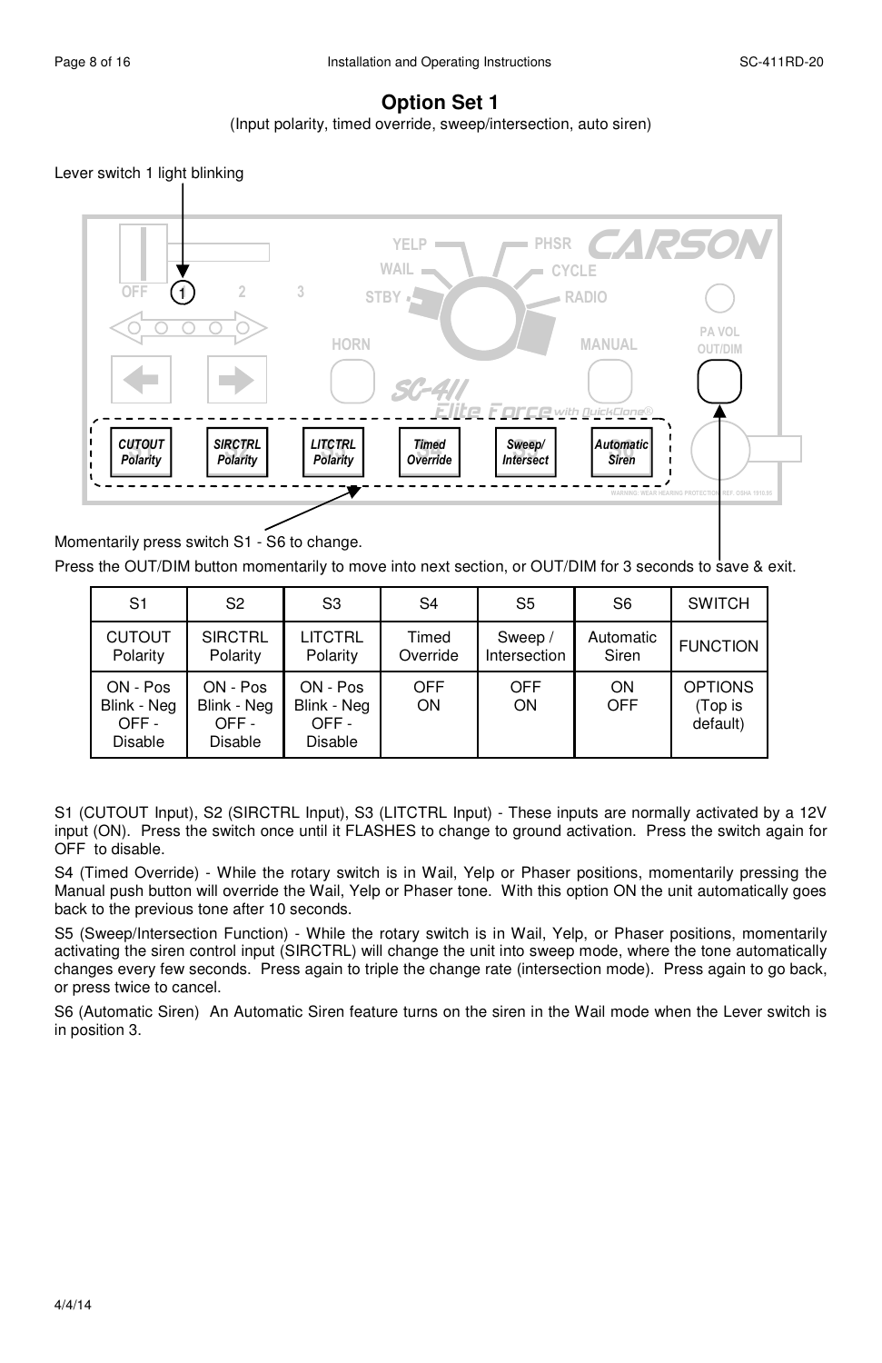## Option Set 1

(Input polarity, timed override, sweep/intersection, auto siren)

Lever switch 1 light blinking

Momentarily press switch S1 - S6 to change.

Press the OUT/DIM button momentarily to move into next section, or OUT/DIM for 3 seconds to save & exit.

| S1 | S2 | S3 | S4 | S5 | S6 | SWITCH |
|---|---|---|---|---|---|---|
| CUTOUT Polarity | SIRCTRL Polarity | LITCTRL Polarity | Timed Override | Sweep / Intersection | Automatic Siren | FUNCTION |
| ON - Pos<br>Blink - Neg<br>OFF - Disable | ON - Pos<br>Blink - Neg<br>OFF - Disable | ON - Pos<br>Blink - Neg<br>OFF - Disable | OFF<br>ON | OFF<br>ON | ON<br>OFF | OPTIONS (Top is default) |

S1 (CUTOUT Input), S2 (SIRCTRL Input), S3 (LITCTRL Input) - These inputs are normally activated by a 12V input (ON). Press the switch once until it FLASHES to change to ground activation. Press the switch again for OFF to disable.

S4 (Timed Override) - While the rotary switch is in Wail, Yelp or Phaser positions, momentarily pressing the Manual push button will override the Wail, Yelp or Phaser tone. With this option ON the unit automatically goes back to the previous tone after 10 seconds.

S5 (Sweep/Intersection Function) - While the rotary switch is in Wail, Yelp, or Phaser positions, momentarily activating the siren control input (SIRCTRL) will change the unit into sweep mode, where the tone automatically changes every few seconds. Press again to triple the change rate (intersection mode). Press again to go back, or press twice to cancel.

S6 (Automatic Siren) An Automatic Siren feature turns on the siren in the Wail mode when the Lever switch is in position 3.

4/4/14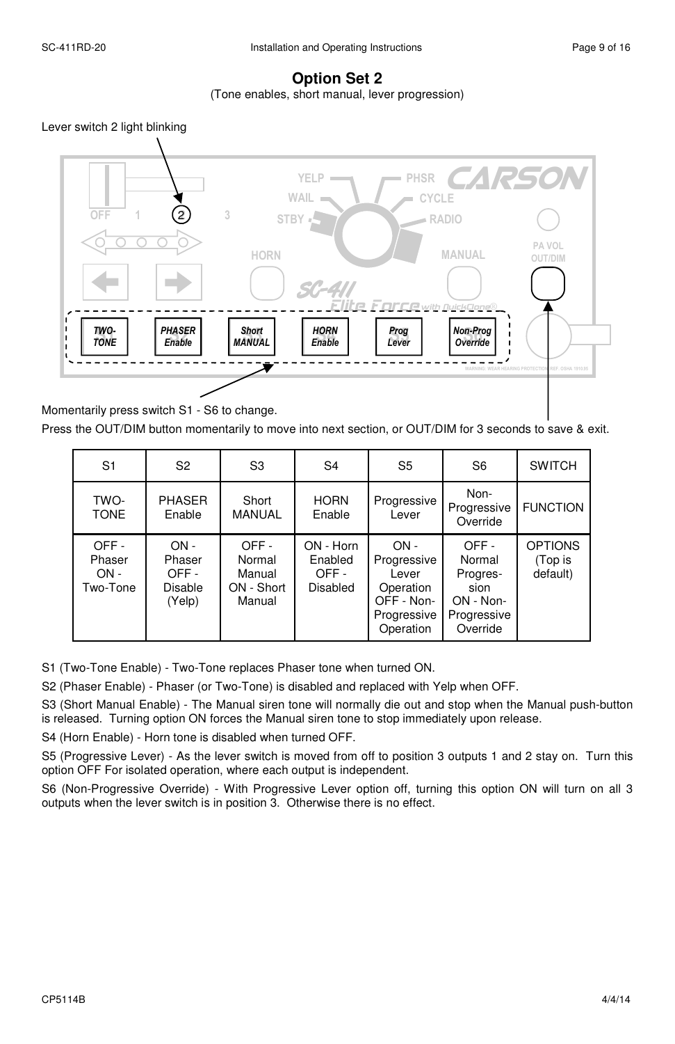## Option Set 2

(Tone enables, short manual, lever progression)

Lever switch 2 light blinking

Momentarily press switch S1 - S6 to change.

Press the OUT/DIM button momentarily to move into next section, or OUT/DIM for 3 seconds to save & exit.

| S1 | S2 | S3 | S4 | S5 | S6 | SWITCH |
|---|---|---|---|---|---|---|
| TWO-TONE | PHASER Enable | Short MANUAL | HORN Enable | Progressive Lever | Non-Progressive Override | FUNCTION |
| OFF - Phaser ON - Two-Tone | ON - Phaser OFF - Disable (Yelp) | OFF - Normal Manual ON - Short Manual | ON - Horn Enabled OFF - Disabled | ON - Progressive Lever Operation OFF - Non-Progressive Operation | OFF - Normal Progres-sion ON - Non-Progressive Override | OPTIONS (Top is default) |

S1 (Two-Tone Enable) - Two-Tone replaces Phaser tone when turned ON.

S2 (Phaser Enable) - Phaser (or Two-Tone) is disabled and replaced with Yelp when OFF.

S3 (Short Manual Enable) - The Manual siren tone will normally die out and stop when the Manual push-button is released. Turning option ON forces the Manual siren tone to stop immediately upon release.

S4 (Horn Enable) - Horn tone is disabled when turned OFF.

S5 (Progressive Lever) - As the lever switch is moved from off to position 3 outputs 1 and 2 stay on. Turn this option OFF For isolated operation, where each output is independent.

S6 (Non-Progressive Override) - With Progressive Lever option off, turning this option ON will turn on all 3 outputs when the lever switch is in position 3. Otherwise there is no effect.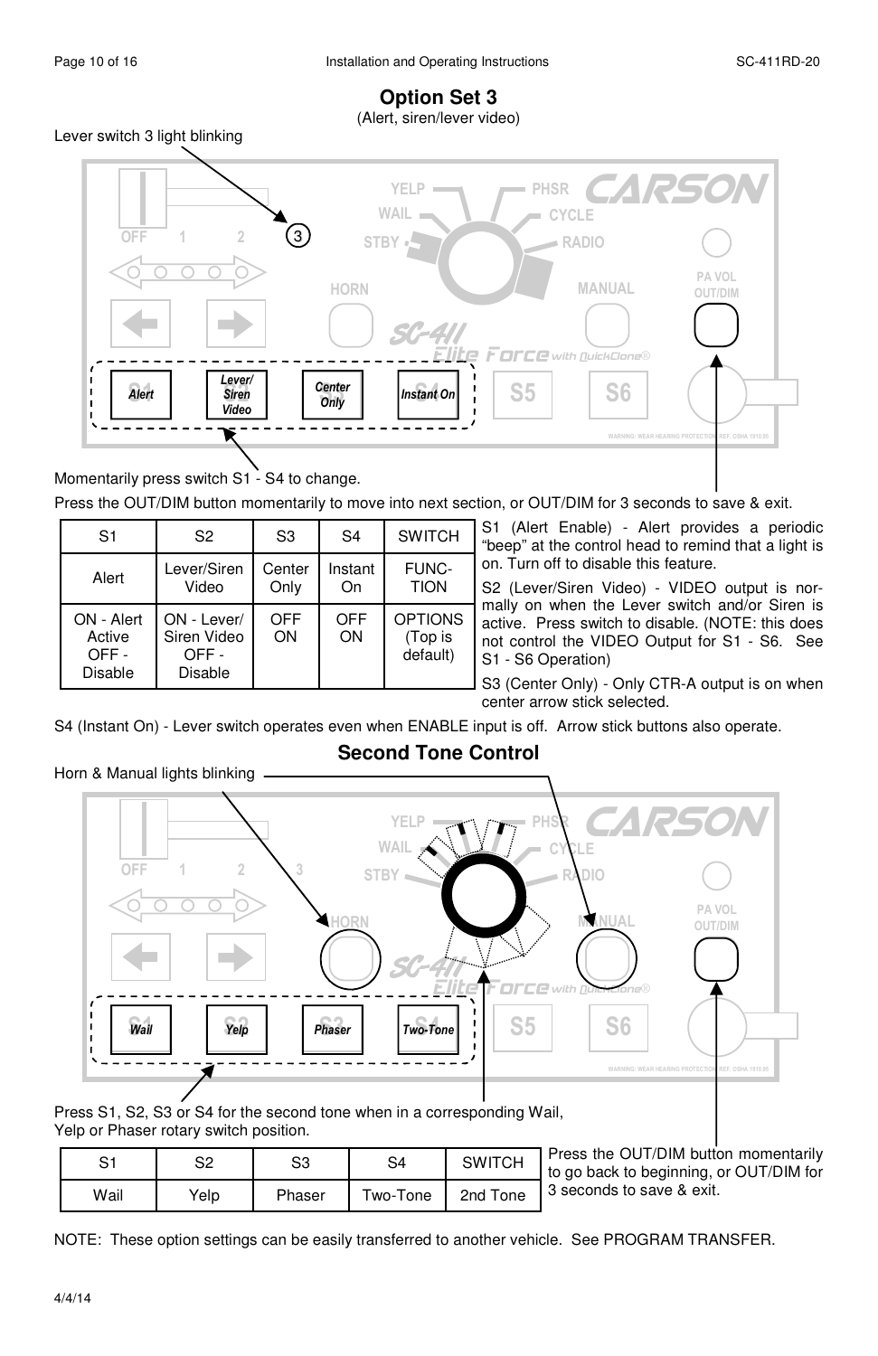## Option Set 3

(Alert, siren/lever video)

Lever switch 3 light blinking

Momentarily press switch S1 - S4 to change.

Press the OUT/DIM button momentarily to move into next section, or OUT/DIM for 3 seconds to save & exit.

| S1 | S2 | S3 | S4 | SWITCH |
|---|---|---|---|---|
| Alert | Lever/Siren Video | Center Only | Instant On | FUNC-TION |
| ON - Alert Active OFF - Disable | ON - Lever/ Siren Video OFF - Disable | OFF ON | OFF ON | OPTIONS (Top is default) |

S1 (Alert Enable) - Alert provides a periodic “beep” at the control head to remind that a light is on. Turn off to disable this feature.

S2 (Lever/Siren Video) - VIDEO output is normally on when the Lever switch and/or Siren is active. Press switch to disable. (NOTE: this does not control the VIDEO Output for S1 - S6. See S1 - S6 Operation)

S3 (Center Only) - Only CTR-A output is on when center arrow stick selected.

S4 (Instant On) - Lever switch operates even when ENABLE input is off. Arrow stick buttons also operate.

## Second Tone Control

Horn & Manual lights blinking

Press S1, S2, S3 or S4 for the second tone when in a corresponding Wail, Yelp or Phaser rotary switch position.

| S1 | S2 | S3 | S4 | SWITCH |
|---|---|---|---|---|
| Wail | Yelp | Phaser | Two-Tone | 2nd Tone |

Press the OUT/DIM button momentarily to go back to beginning, or OUT/DIM for 3 seconds to save & exit.

NOTE: These option settings can be easily transferred to another vehicle. See PROGRAM TRANSFER.

4/4/14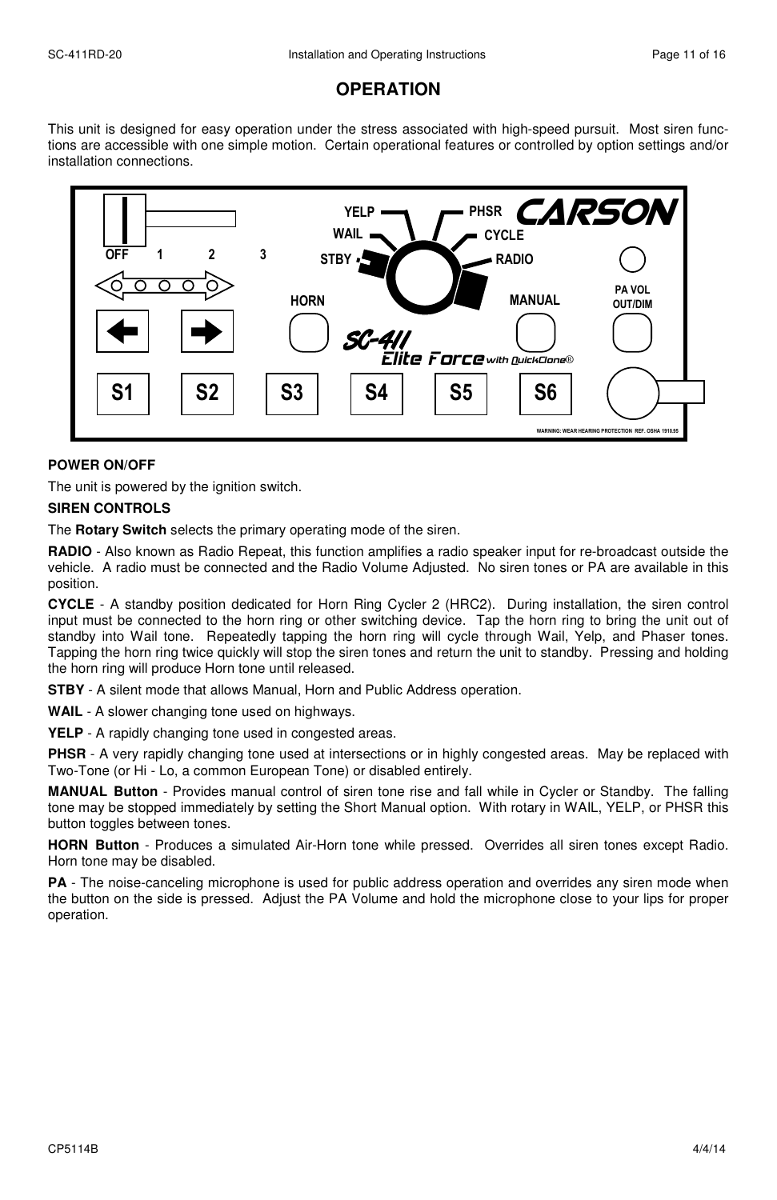# OPERATION

This unit is designed for easy operation under the stress associated with high-speed pursuit. Most siren functions are accessible with one simple motion. Certain operational features or controlled by option settings and/or installation connections.

**POWER ON/OFF**

The unit is powered by the ignition switch.

**SIREN CONTROLS**

The **Rotary Switch** selects the primary operating mode of the siren.

**RADIO** - Also known as Radio Repeat, this function amplifies a radio speaker input for re-broadcast outside the vehicle. A radio must be connected and the Radio Volume Adjusted. No siren tones or PA are available in this position.

**CYCLE** - A standby position dedicated for Horn Ring Cycler 2 (HRC2). During installation, the siren control input must be connected to the horn ring or other switching device. Tap the horn ring to bring the unit out of standby into Wail tone. Repeatedly tapping the horn ring will cycle through Wail, Yelp, and Phaser tones. Tapping the horn ring twice quickly will stop the siren tones and return the unit to standby. Pressing and holding the horn ring will produce Horn tone until released.

**STBY** - A silent mode that allows Manual, Horn and Public Address operation.

**WAIL** - A slower changing tone used on highways.

**YELP** - A rapidly changing tone used in congested areas.

**PHSR** - A very rapidly changing tone used at intersections or in highly congested areas. May be replaced with Two-Tone (or Hi - Lo, a common European Tone) or disabled entirely.

**MANUAL Button** - Provides manual control of siren tone rise and fall while in Cycler or Standby. The falling tone may be stopped immediately by setting the Short Manual option. With rotary in WAIL, YELP, or PHSR this button toggles between tones.

**HORN Button** - Produces a simulated Air-Horn tone while pressed. Overrides all siren tones except Radio. Horn tone may be disabled.

**PA** - The noise-canceling microphone is used for public address operation and overrides any siren mode when the button on the side is pressed. Adjust the PA Volume and hold the microphone close to your lips for proper operation.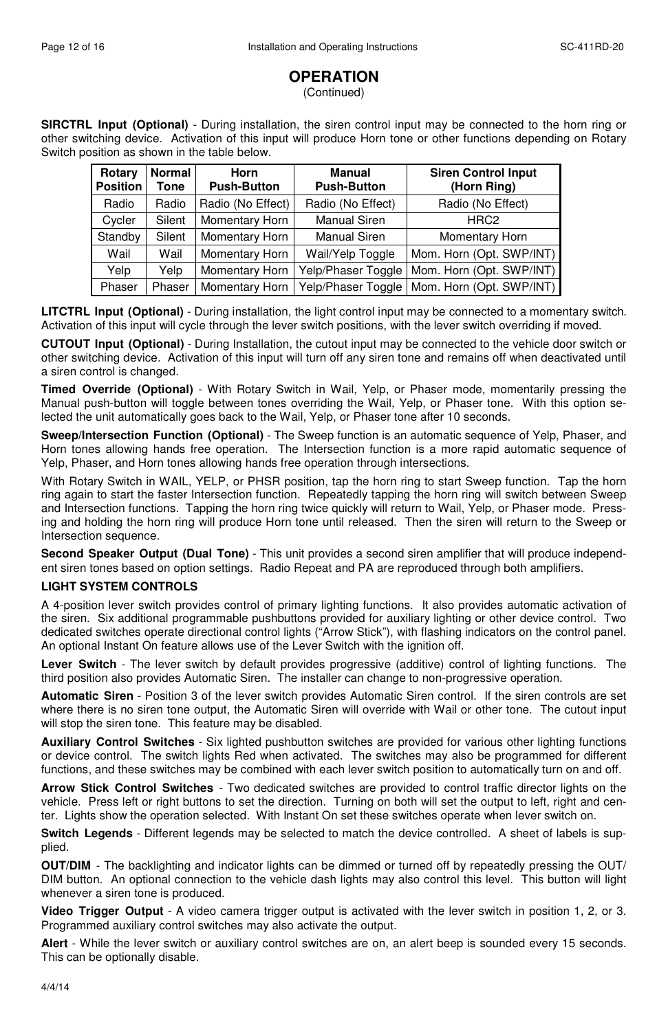# OPERATION

(Continued)

**SIRCTRL Input (Optional)** - During installation, the siren control input may be connected to the horn ring or other switching device. Activation of this input will produce Horn tone or other functions depending on Rotary Switch position as shown in the table below.

| Rotary Position | Normal Tone | Horn Push-Button | Manual Push-Button | Siren Control Input (Horn Ring) |
|---|---|---|---|---|
| Radio | Radio | Radio (No Effect) | Radio (No Effect) | Radio (No Effect) |
| Cycler | Silent | Momentary Horn | Manual Siren | HRC2 |
| Standby | Silent | Momentary Horn | Manual Siren | Momentary Horn |
| Wail | Wail | Momentary Horn | Wail/Yelp Toggle | Mom. Horn (Opt. SWP/INT) |
| Yelp | Yelp | Momentary Horn | Yelp/Phaser Toggle | Mom. Horn (Opt. SWP/INT) |
| Phaser | Phaser | Momentary Horn | Yelp/Phaser Toggle | Mom. Horn (Opt. SWP/INT) |

**LITCTRL Input (Optional)** - During installation, the light control input may be connected to a momentary switch. Activation of this input will cycle through the lever switch positions, with the lever switch overriding if moved.

**CUTOUT Input (Optional)** - During Installation, the cutout input may be connected to the vehicle door switch or other switching device. Activation of this input will turn off any siren tone and remains off when deactivated until a siren control is changed.

**Timed Override (Optional)** - With Rotary Switch in Wail, Yelp, or Phaser mode, momentarily pressing the Manual push-button will toggle between tones overriding the Wail, Yelp, or Phaser tone. With this option selected the unit automatically goes back to the Wail, Yelp, or Phaser tone after 10 seconds.

**Sweep/Intersection Function (Optional)** - The Sweep function is an automatic sequence of Yelp, Phaser, and Horn tones allowing hands free operation. The Intersection function is a more rapid automatic sequence of Yelp, Phaser, and Horn tones allowing hands free operation through intersections.

With Rotary Switch in WAIL, YELP, or PHSR position, tap the horn ring to start Sweep function. Tap the horn ring again to start the faster Intersection function. Repeatedly tapping the horn ring will switch between Sweep and Intersection functions. Tapping the horn ring twice quickly will return to Wail, Yelp, or Phaser mode. Pressing and holding the horn ring will produce Horn tone until released. Then the siren will return to the Sweep or Intersection sequence.

**Second Speaker Output (Dual Tone)** - This unit provides a second siren amplifier that will produce independent siren tones based on option settings. Radio Repeat and PA are reproduced through both amplifiers.

**LIGHT SYSTEM CONTROLS**

A 4-position lever switch provides control of primary lighting functions. It also provides automatic activation of the siren. Six additional programmable pushbuttons provided for auxiliary lighting or other device control. Two dedicated switches operate directional control lights ("Arrow Stick"), with flashing indicators on the control panel. An optional Instant On feature allows use of the Lever Switch with the ignition off.

**Lever Switch** - The lever switch by default provides progressive (additive) control of lighting functions. The third position also provides Automatic Siren. The installer can change to non-progressive operation.

**Automatic Siren** - Position 3 of the lever switch provides Automatic Siren control. If the siren controls are set where there is no siren tone output, the Automatic Siren will override with Wail or other tone. The cutout input will stop the siren tone. This feature may be disabled.

**Auxiliary Control Switches** - Six lighted pushbutton switches are provided for various other lighting functions or device control. The switch lights Red when activated. The switches may also be programmed for different functions, and these switches may be combined with each lever switch position to automatically turn on and off.

**Arrow Stick Control Switches** - Two dedicated switches are provided to control traffic director lights on the vehicle. Press left or right buttons to set the direction. Turning on both will set the output to left, right and center. Lights show the operation selected. With Instant On set these switches operate when lever switch on.

**Switch Legends** - Different legends may be selected to match the device controlled. A sheet of labels is supplied.

**OUT/DIM** - The backlighting and indicator lights can be dimmed or turned off by repeatedly pressing the OUT/DIM button. An optional connection to the vehicle dash lights may also control this level. This button will light whenever a siren tone is produced.

**Video Trigger Output** - A video camera trigger output is activated with the lever switch in position 1, 2, or 3. Programmed auxiliary control switches may also activate the output.

**Alert** - While the lever switch or auxiliary control switches are on, an alert beep is sounded every 15 seconds. This can be optionally disable.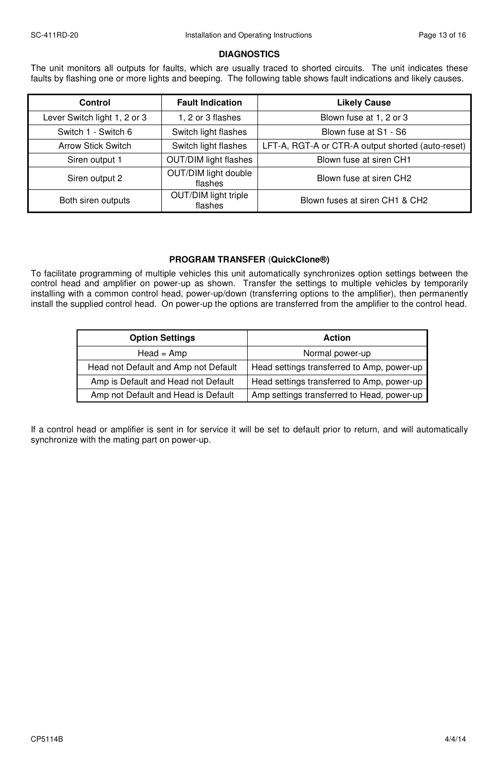## DIAGNOSTICS

The unit monitors all outputs for faults, which are usually traced to shorted circuits. The unit indicates these faults by flashing one or more lights and beeping. The following table shows fault indications and likely causes.

| Control | Fault Indication | Likely Cause |
|---|---|---|
| Lever Switch light 1, 2 or 3 | 1, 2 or 3 flashes | Blown fuse at 1, 2 or 3 |
| Switch 1 - Switch 6 | Switch light flashes | Blown fuse at S1 - S6 |
| Arrow Stick Switch | Switch light flashes | LFT-A, RGT-A or CTR-A output shorted (auto-reset) |
| Siren output 1 | OUT/DIM light flashes | Blown fuse at siren CH1 |
| Siren output 2 | OUT/DIM light double flashes | Blown fuse at siren CH2 |
| Both siren outputs | OUT/DIM light triple flashes | Blown fuses at siren CH1 & CH2 |

## PROGRAM TRANSFER (QuickClone®)

To facilitate programming of multiple vehicles this unit automatically synchronizes option settings between the control head and amplifier on power-up as shown. Transfer the settings to multiple vehicles by temporarily installing with a common control head, power-up/down (transferring options to the amplifier), then permanently install the supplied control head. On power-up the options are transferred from the amplifier to the control head.

| Option Settings | Action |
|---|---|
| Head = Amp | Normal power-up |
| Head not Default and Amp not Default | Head settings transferred to Amp, power-up |
| Amp is Default and Head not Default | Head settings transferred to Amp, power-up |
| Amp not Default and Head is Default | Amp settings transferred to Head, power-up |

If a control head or amplifier is sent in for service it will be set to default prior to return, and will automatically synchronize with the mating part on power-up.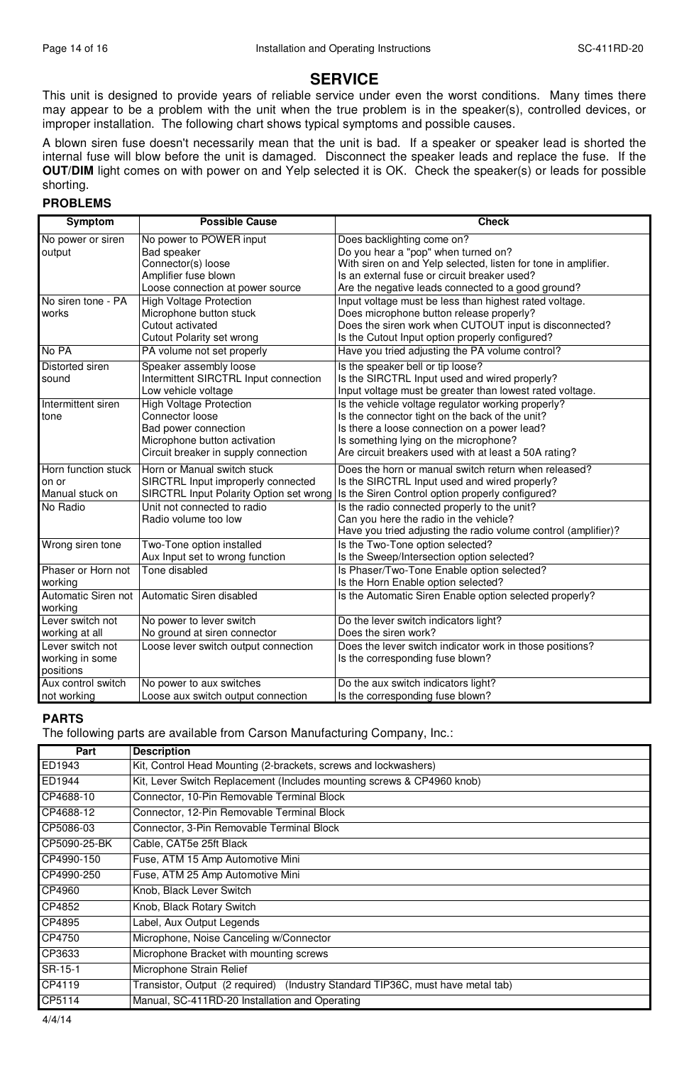# SERVICE

This unit is designed to provide years of reliable service under even the worst conditions. Many times there may appear to be a problem with the unit when the true problem is in the speaker(s), controlled devices, or improper installation. The following chart shows typical symptoms and possible causes.

A blown siren fuse doesn't necessarily mean that the unit is bad. If a speaker or speaker lead is shorted the internal fuse will blow before the unit is damaged. Disconnect the speaker leads and replace the fuse. If the **OUT/DIM** light comes on with power on and Yelp selected it is OK. Check the speaker(s) or leads for possible shorting.

## PROBLEMS

| Symptom | Possible Cause | Check |
|---|---|---|
| No power or siren output | No power to POWER input<br>Bad speaker<br>Connector(s) loose<br>Amplifier fuse blown<br>Loose connection at power source | Does backlighting come on?<br>Do you hear a "pop" when turned on?<br>With siren on and Yelp selected, listen for tone in amplifier.<br>Is an external fuse or circuit breaker used?<br>Are the negative leads connected to a good ground? |
| No siren tone - PA works | High Voltage Protection<br>Microphone button stuck<br>Cutout activated<br>Cutout Polarity set wrong | Input voltage must be less than highest rated voltage.<br>Does microphone button release properly?<br>Does the siren work when CUTOUT input is disconnected?<br>Is the Cutout Input option properly configured? |
| No PA | PA volume not set properly | Have you tried adjusting the PA volume control? |
| Distorted siren sound | Speaker assembly loose<br>Intermittent SIRCTRL Input connection<br>Low vehicle voltage | Is the speaker bell or tip loose?<br>Is the SIRCTRL Input used and wired properly?<br>Input voltage must be greater than lowest rated voltage. |
| Intermittent siren tone | High Voltage Protection<br>Connector loose<br>Bad power connection<br>Microphone button activation<br>Circuit breaker in supply connection | Is the vehicle voltage regulator working properly?<br>Is the connector tight on the back of the unit?<br>Is there a loose connection on a power lead?<br>Is something lying on the microphone?<br>Are circuit breakers used with at least a 50A rating? |
| Horn function stuck on or Manual stuck on | Horn or Manual switch stuck<br>SIRCTRL Input improperly connected<br>SIRCTRL Input Polarity Option set wrong | Does the horn or manual switch return when released?<br>Is the SIRCTRL Input used and wired properly?<br>Is the Siren Control option properly configured? |
| No Radio | Unit not connected to radio<br>Radio volume too low | Is the radio connected properly to the unit?<br>Can you here the radio in the vehicle?<br>Have you tried adjusting the radio volume control (amplifier)? |
| Wrong siren tone | Two-Tone option installed<br>Aux Input set to wrong function | Is the Two-Tone option selected?<br>Is the Sweep/Intersection option selected? |
| Phaser or Horn not working | Tone disabled | Is Phaser/Two-Tone Enable option selected?<br>Is the Horn Enable option selected? |
| Automatic Siren not working | Automatic Siren disabled | Is the Automatic Siren Enable option selected properly? |
| Lever switch not working at all | No power to lever switch<br>No ground at siren connector | Do the lever switch indicators light?<br>Does the siren work? |
| Lever switch not working in some positions | Loose lever switch output connection | Does the lever switch indicator work in those positions?<br>Is the corresponding fuse blown? |
| Aux control switch not working | No power to aux switches<br>Loose aux switch output connection | Do the aux switch indicators light?<br>Is the corresponding fuse blown? |

## PARTS

The following parts are available from Carson Manufacturing Company, Inc.:

| Part | Description |
|---|---|
| ED1943 | Kit, Control Head Mounting (2-brackets, screws and lockwashers) |
| ED1944 | Kit, Lever Switch Replacement (Includes mounting screws & CP4960 knob) |
| CP4688-10 | Connector, 10-Pin Removable Terminal Block |
| CP4688-12 | Connector, 12-Pin Removable Terminal Block |
| CP5086-03 | Connector, 3-Pin Removable Terminal Block |
| CP5090-25-BK | Cable, CAT5e 25ft Black |
| CP4990-150 | Fuse, ATM 15 Amp Automotive Mini |
| CP4990-250 | Fuse, ATM 25 Amp Automotive Mini |
| CP4960 | Knob, Black Lever Switch |
| CP4852 | Knob, Black Rotary Switch |
| CP4895 | Label, Aux Output Legends |
| CP4750 | Microphone, Noise Canceling w/Connector |
| CP3633 | Microphone Bracket with mounting screws |
| SR-15-1 | Microphone Strain Relief |
| CP4119 | Transistor, Output (2 required) (Industry Standard TIP36C, must have metal tab) |
| CP5114 | Manual, SC-411RD-20 Installation and Operating |

4/4/14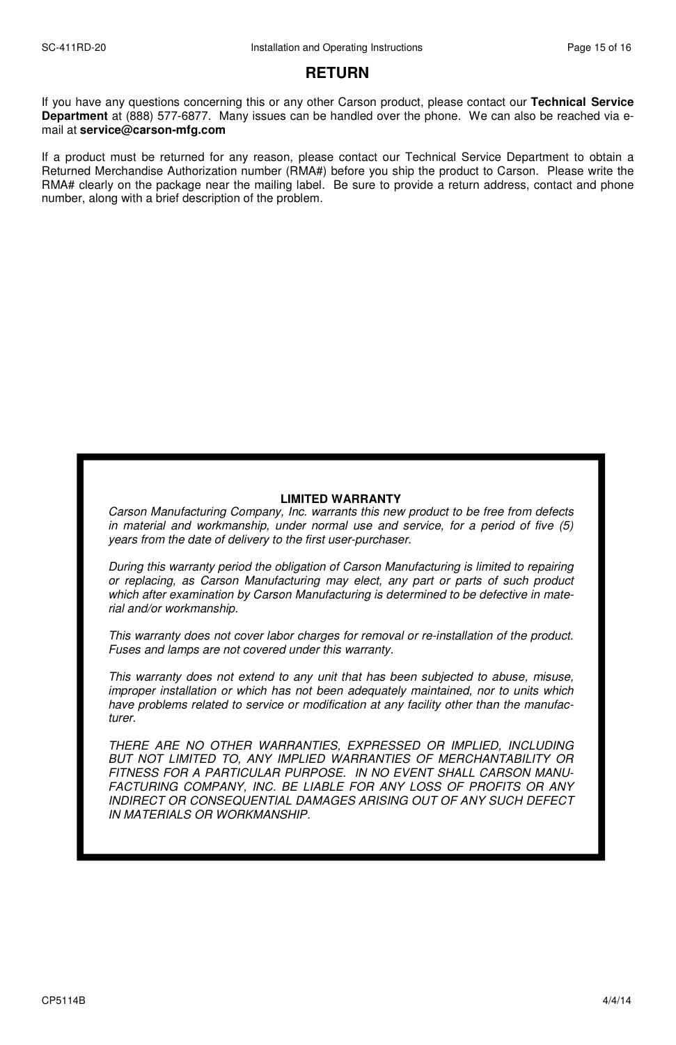# RETURN

If you have any questions concerning this or any other Carson product, please contact our **Technical Service Department** at (888) 577-6877. Many issues can be handled over the phone. We can also be reached via e-mail at **service@carson-mfg.com**

If a product must be returned for any reason, please contact our Technical Service Department to obtain a Returned Merchandise Authorization number (RMA#) before you ship the product to Carson. Please write the RMA# clearly on the package near the mailing label. Be sure to provide a return address, contact and phone number, along with a brief description of the problem.

**LIMITED WARRANTY**

*Carson Manufacturing Company, Inc. warrants this new product to be free from defects in material and workmanship, under normal use and service, for a period of five (5) years from the date of delivery to the first user-purchaser.*

*During this warranty period the obligation of Carson Manufacturing is limited to repairing or replacing, as Carson Manufacturing may elect, any part or parts of such product which after examination by Carson Manufacturing is determined to be defective in material and/or workmanship.*

*This warranty does not cover labor charges for removal or re-installation of the product. Fuses and lamps are not covered under this warranty.*

*This warranty does not extend to any unit that has been subjected to abuse, misuse, improper installation or which has not been adequately maintained, nor to units which have problems related to service or modification at any facility other than the manufacturer.*

*THERE ARE NO OTHER WARRANTIES, EXPRESSED OR IMPLIED, INCLUDING BUT NOT LIMITED TO, ANY IMPLIED WARRANTIES OF MERCHANTABILITY OR FITNESS FOR A PARTICULAR PURPOSE. IN NO EVENT SHALL CARSON MANUFACTURING COMPANY, INC. BE LIABLE FOR ANY LOSS OF PROFITS OR ANY INDIRECT OR CONSEQUENTIAL DAMAGES ARISING OUT OF ANY SUCH DEFECT IN MATERIALS OR WORKMANSHIP.*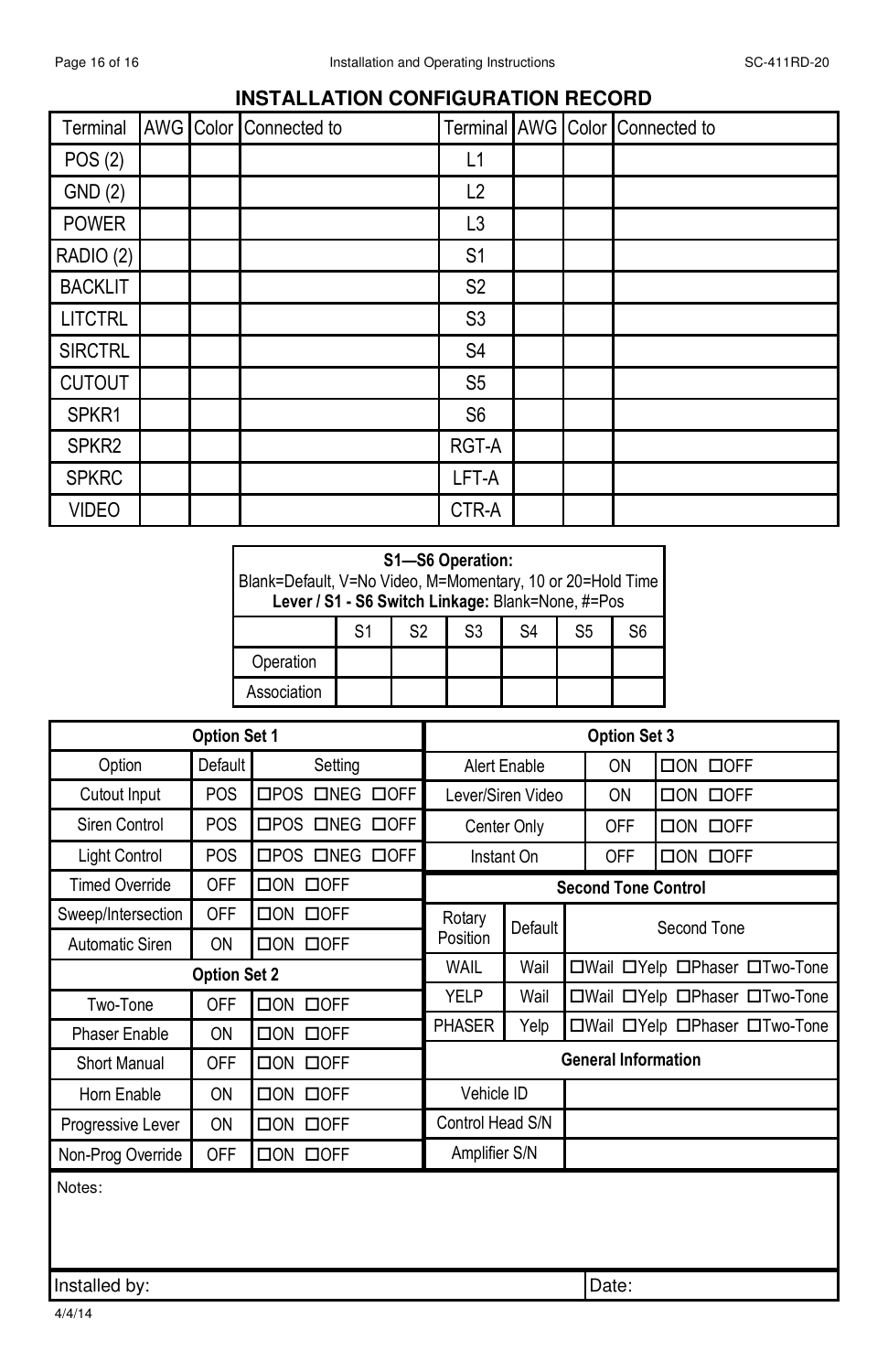## INSTALLATION CONFIGURATION RECORD

| Terminal | AWG | Color | Connected to | Terminal | AWG | Color | Connected to |
|---|---|---|---|---|---|---|---|
| POS (2) | | | | L1 | | | |
| GND (2) | | | | L2 | | | |
| POWER | | | | L3 | | | |
| RADIO (2) | | | | S1 | | | |
| BACKLIT | | | | S2 | | | |
| LITCTRL | | | | S3 | | | |
| SIRCTRL | | | | S4 | | | |
| CUTOUT | | | | S5 | | | |
| SPKR1 | | | | S6 | | | |
| SPKR2 | | | | RGT-A | | | |
| SPKRC | | | | LFT-A | | | |
| VIDEO | | | | CTR-A | | | |

**S1—S6 Operation:**
Blank=Default, V=No Video, M=Momentary, 10 or 20=Hold Time
**Lever / S1 - S6 Switch Linkage:** Blank=None, #=Pos

| | S1 | S2 | S3 | S4 | S5 | S6 |
|---|---|---|---|---|---|---|
| Operation | | | | | | |
| Association | | | | | | |

**Option Set 1**

| Option | Default | Setting |
|---|---|---|
| Cutout Input | POS | ☐POS ☐NEG ☐OFF |
| Siren Control | POS | ☐POS ☐NEG ☐OFF |
| Light Control | POS | ☐POS ☐NEG ☐OFF |
| Timed Override | OFF | ☐ON ☐OFF |
| Sweep/Intersection | OFF | ☐ON ☐OFF |
| Automatic Siren | ON | ☐ON ☐OFF |

**Option Set 2**

| Option | Default | Setting |
|---|---|---|
| Two-Tone | OFF | ☐ON ☐OFF |
| Phaser Enable | ON | ☐ON ☐OFF |
| Short Manual | OFF | ☐ON ☐OFF |
| Horn Enable | ON | ☐ON ☐OFF |
| Progressive Lever | ON | ☐ON ☐OFF |
| Non-Prog Override | OFF | ☐ON ☐OFF |

**Option Set 3**

| Option | Default | Setting |
|---|---|---|
| Alert Enable | ON | ☐ON ☐OFF |
| Lever/Siren Video | ON | ☐ON ☐OFF |
| Center Only | OFF | ☐ON ☐OFF |
| Instant On | OFF | ☐ON ☐OFF |

**Second Tone Control**

| Rotary Position | Default | Second Tone |
|---|---|---|
| WAIL | Wail | ☐Wail ☐Yelp ☐Phaser ☐Two-Tone |
| YELP | Wail | ☐Wail ☐Yelp ☐Phaser ☐Two-Tone |
| PHASER | Yelp | ☐Wail ☐Yelp ☐Phaser ☐Two-Tone |

**General Information**

| | |
|---|---|
| Vehicle ID | |
| Control Head S/N | |
| Amplifier S/N | |

Notes:

| | |
|---|---|
| Installed by: | Date: |

4/4/14